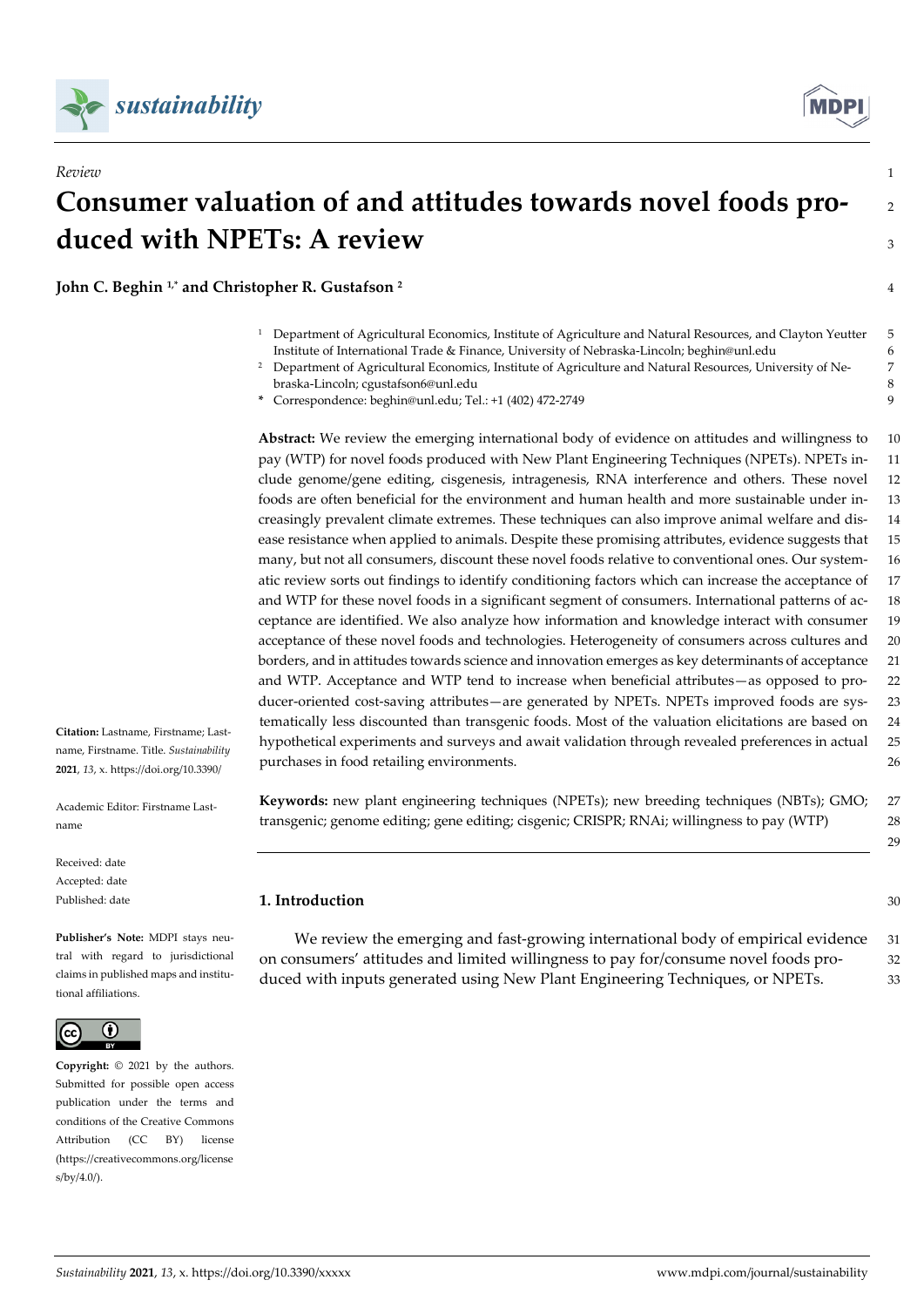*Review*

# Consumer valuation of and attitudes towards novel foods produced with NPETs: A review

**John C. Beghin [1,*] and Christopher R. Gustafson [2]**

[1] Department of Agricultural Economics, Institute of Agriculture and Natural Resources, and Clayton Yeutter Institute of International Trade & Finance, University of Nebraska-Lincoln; beghin@unl.edu
[2] Department of Agricultural Economics, Institute of Agriculture and Natural Resources, University of Nebraska-Lincoln; cgustafson6@unl.edu
\* Correspondence: beghin@unl.edu; Tel.: +1 (402) 472-2749

**Abstract:** We review the emerging international body of evidence on attitudes and willingness to pay (WTP) for novel foods produced with New Plant Engineering Techniques (NPETs). NPETs include genome/gene editing, cisgenesis, intragenesis, RNA interference and others. These novel foods are often beneficial for the environment and human health and more sustainable under increasingly prevalent climate extremes. These techniques can also improve animal welfare and disease resistance when applied to animals. Despite these promising attributes, evidence suggests that many, but not all consumers, discount these novel foods relative to conventional ones. Our systematic review sorts out findings to identify conditioning factors which can increase the acceptance of and WTP for these novel foods in a significant segment of consumers. International patterns of acceptance are identified. We also analyze how information and knowledge interact with consumer acceptance of these novel foods and technologies. Heterogeneity of consumers across cultures and borders, and in attitudes towards science and innovation emerges as key determinants of acceptance and WTP. Acceptance and WTP tend to increase when beneficial attributes—as opposed to producer-oriented cost-saving attributes—are generated by NPETs. NPETs improved foods are systematically less discounted than transgenic foods. Most of the valuation elicitations are based on hypothetical experiments and surveys and await validation through revealed preferences in actual purchases in food retailing environments.

**Keywords:** new plant engineering techniques (NPETs); new breeding techniques (NBTs); GMO; transgenic; genome editing; gene editing; cisgenic; CRISPR; RNAi; willingness to pay (WTP)

**Citation:** Lastname, Firstname; Lastname, Firstname. Title. *Sustainability* **2021**, *13*, x. https://doi.org/10.3390/

Academic Editor: Firstname Lastname

Received: date
Accepted: date
Published: date

**Publisher's Note:** MDPI stays neutral with regard to jurisdictional claims in published maps and institutional affiliations.

**Copyright:** © 2021 by the authors. Submitted for possible open access publication under the terms and conditions of the Creative Commons Attribution (CC BY) license (https://creativecommons.org/licenses/by/4.0/).

## 1. Introduction

We review the emerging and fast-growing international body of empirical evidence on consumers' attitudes and limited willingness to pay for/consume novel foods produced with inputs generated using New Plant Engineering Techniques, or NPETs.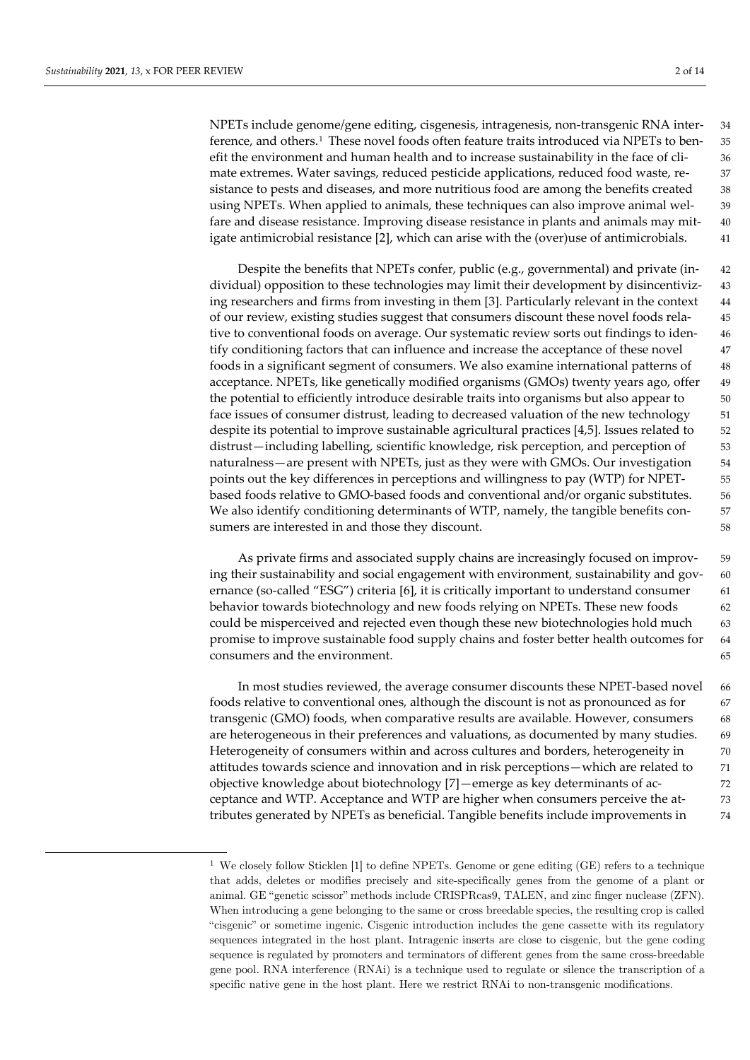NPETs include genome/gene editing, cisgenesis, intragenesis, non-transgenic RNA interference, and others.[1] These novel foods often feature traits introduced via NPETs to benefit the environment and human health and to increase sustainability in the face of climate extremes. Water savings, reduced pesticide applications, reduced food waste, resistance to pests and diseases, and more nutritious food are among the benefits created using NPETs. When applied to animals, these techniques can also improve animal welfare and disease resistance. Improving disease resistance in plants and animals may mitigate antimicrobial resistance [2], which can arise with the (over)use of antimicrobials.

Despite the benefits that NPETs confer, public (e.g., governmental) and private (individual) opposition to these technologies may limit their development by disincentivizing researchers and firms from investing in them [3]. Particularly relevant in the context of our review, existing studies suggest that consumers discount these novel foods relative to conventional foods on average. Our systematic review sorts out findings to identify conditioning factors that can influence and increase the acceptance of these novel foods in a significant segment of consumers. We also examine international patterns of acceptance. NPETs, like genetically modified organisms (GMOs) twenty years ago, offer the potential to efficiently introduce desirable traits into organisms but also appear to face issues of consumer distrust, leading to decreased valuation of the new technology despite its potential to improve sustainable agricultural practices [4,5]. Issues related to distrust—including labelling, scientific knowledge, risk perception, and perception of naturalness—are present with NPETs, just as they were with GMOs. Our investigation points out the key differences in perceptions and willingness to pay (WTP) for NPET-based foods relative to GMO-based foods and conventional and/or organic substitutes. We also identify conditioning determinants of WTP, namely, the tangible benefits consumers are interested in and those they discount.

As private firms and associated supply chains are increasingly focused on improving their sustainability and social engagement with environment, sustainability and governance (so-called "ESG") criteria [6], it is critically important to understand consumer behavior towards biotechnology and new foods relying on NPETs. These new foods could be misperceived and rejected even though these new biotechnologies hold much promise to improve sustainable food supply chains and foster better health outcomes for consumers and the environment.

In most studies reviewed, the average consumer discounts these NPET-based novel foods relative to conventional ones, although the discount is not as pronounced as for transgenic (GMO) foods, when comparative results are available. However, consumers are heterogeneous in their preferences and valuations, as documented by many studies. Heterogeneity of consumers within and across cultures and borders, heterogeneity in attitudes towards science and innovation and in risk perceptions—which are related to objective knowledge about biotechnology [7]—emerge as key determinants of acceptance and WTP. Acceptance and WTP are higher when consumers perceive the attributes generated by NPETs as beneficial. Tangible benefits include improvements in

[1] We closely follow Sticklen [1] to define NPETs. Genome or gene editing (GE) refers to a technique that adds, deletes or modifies precisely and site-specifically genes from the genome of a plant or animal. GE "genetic scissor" methods include CRISPRcas9, TALEN, and zinc finger nuclease (ZFN). When introducing a gene belonging to the same or cross breedable species, the resulting crop is called "cisgenic" or sometime ingenic. Cisgenic introduction includes the gene cassette with its regulatory sequences integrated in the host plant. Intragenic inserts are close to cisgenic, but the gene coding sequence is regulated by promoters and terminators of different genes from the same cross-breedable gene pool. RNA interference (RNAi) is a technique used to regulate or silence the transcription of a specific native gene in the host plant. Here we restrict RNAi to non-transgenic modifications.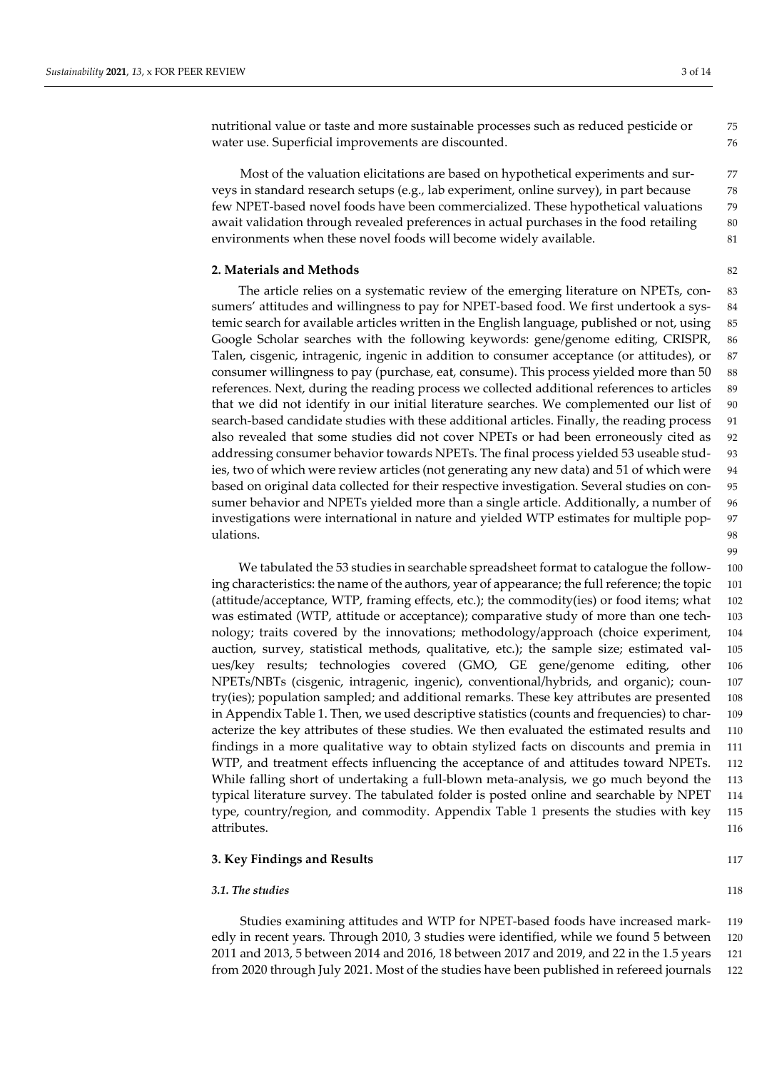nutritional value or taste and more sustainable processes such as reduced pesticide or water use. Superficial improvements are discounted.

Most of the valuation elicitations are based on hypothetical experiments and surveys in standard research setups (e.g., lab experiment, online survey), in part because few NPET-based novel foods have been commercialized. These hypothetical valuations await validation through revealed preferences in actual purchases in the food retailing environments when these novel foods will become widely available.

## 2. Materials and Methods

The article relies on a systematic review of the emerging literature on NPETs, consumers' attitudes and willingness to pay for NPET-based food. We first undertook a systemic search for available articles written in the English language, published or not, using Google Scholar searches with the following keywords: gene/genome editing, CRISPR, Talen, cisgenic, intragenic, ingenic in addition to consumer acceptance (or attitudes), or consumer willingness to pay (purchase, eat, consume). This process yielded more than 50 references. Next, during the reading process we collected additional references to articles that we did not identify in our initial literature searches. We complemented our list of search-based candidate studies with these additional articles. Finally, the reading process also revealed that some studies did not cover NPETs or had been erroneously cited as addressing consumer behavior towards NPETs. The final process yielded 53 useable studies, two of which were review articles (not generating any new data) and 51 of which were based on original data collected for their respective investigation. Several studies on consumer behavior and NPETs yielded more than a single article. Additionally, a number of investigations were international in nature and yielded WTP estimates for multiple populations.

We tabulated the 53 studies in searchable spreadsheet format to catalogue the following characteristics: the name of the authors, year of appearance; the full reference; the topic (attitude/acceptance, WTP, framing effects, etc.); the commodity(ies) or food items; what was estimated (WTP, attitude or acceptance); comparative study of more than one technology; traits covered by the innovations; methodology/approach (choice experiment, auction, survey, statistical methods, qualitative, etc.); the sample size; estimated values/key results; technologies covered (GMO, GE gene/genome editing, other NPETs/NBTs (cisgenic, intragenic, ingenic), conventional/hybrids, and organic); country(ies); population sampled; and additional remarks. These key attributes are presented in Appendix Table 1. Then, we used descriptive statistics (counts and frequencies) to characterize the key attributes of these studies. We then evaluated the estimated results and findings in a more qualitative way to obtain stylized facts on discounts and premia in WTP, and treatment effects influencing the acceptance of and attitudes toward NPETs. While falling short of undertaking a full-blown meta-analysis, we go much beyond the typical literature survey. The tabulated folder is posted online and searchable by NPET type, country/region, and commodity. Appendix Table 1 presents the studies with key attributes.

## 3. Key Findings and Results

### *3.1. The studies*

Studies examining attitudes and WTP for NPET-based foods have increased markedly in recent years. Through 2010, 3 studies were identified, while we found 5 between 2011 and 2013, 5 between 2014 and 2016, 18 between 2017 and 2019, and 22 in the 1.5 years from 2020 through July 2021. Most of the studies have been published in refereed journals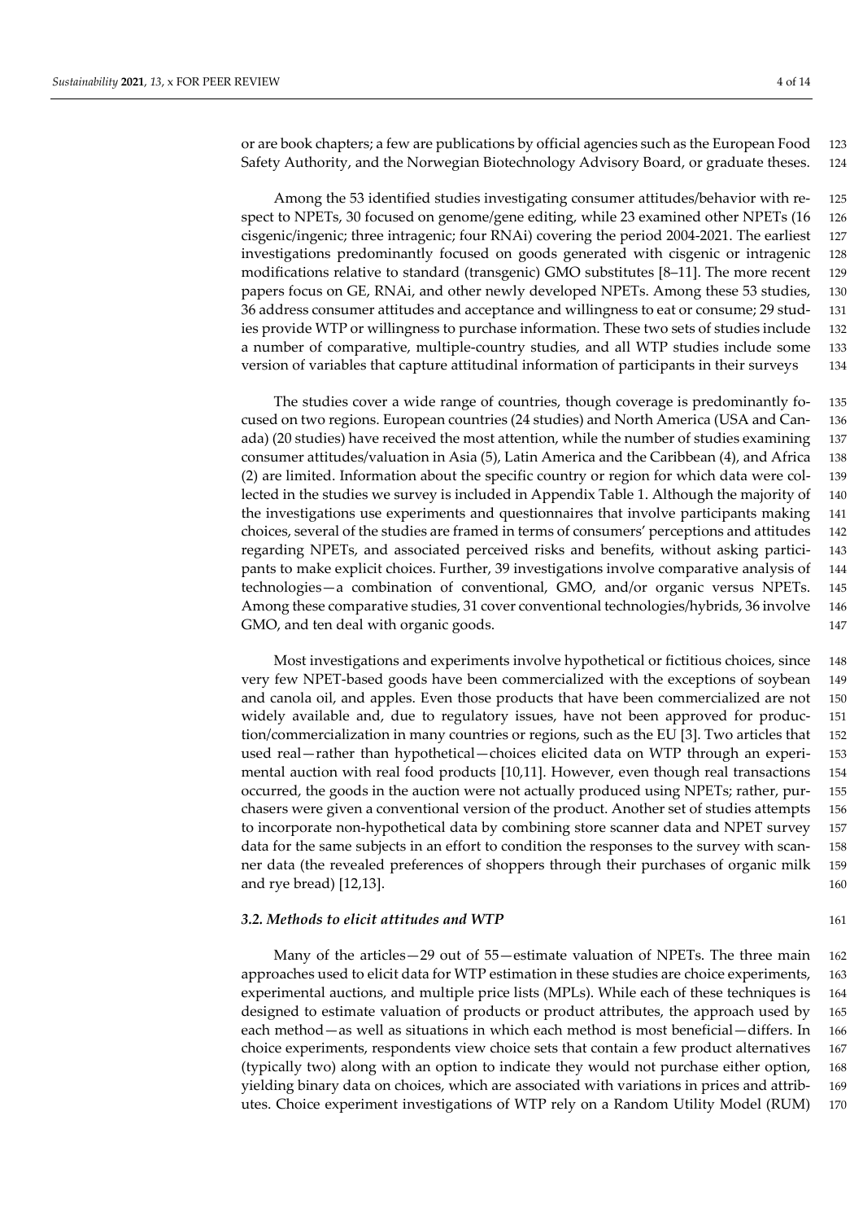or are book chapters; a few are publications by official agencies such as the European Food Safety Authority, and the Norwegian Biotechnology Advisory Board, or graduate theses.

Among the 53 identified studies investigating consumer attitudes/behavior with respect to NPETs, 30 focused on genome/gene editing, while 23 examined other NPETs (16 cisgenic/ingenic; three intragenic; four RNAi) covering the period 2004-2021. The earliest investigations predominantly focused on goods generated with cisgenic or intragenic modifications relative to standard (transgenic) GMO substitutes [8–11]. The more recent papers focus on GE, RNAi, and other newly developed NPETs. Among these 53 studies, 36 address consumer attitudes and acceptance and willingness to eat or consume; 29 studies provide WTP or willingness to purchase information. These two sets of studies include a number of comparative, multiple-country studies, and all WTP studies include some version of variables that capture attitudinal information of participants in their surveys

The studies cover a wide range of countries, though coverage is predominantly focused on two regions. European countries (24 studies) and North America (USA and Canada) (20 studies) have received the most attention, while the number of studies examining consumer attitudes/valuation in Asia (5), Latin America and the Caribbean (4), and Africa (2) are limited. Information about the specific country or region for which data were collected in the studies we survey is included in Appendix Table 1. Although the majority of the investigations use experiments and questionnaires that involve participants making choices, several of the studies are framed in terms of consumers' perceptions and attitudes regarding NPETs, and associated perceived risks and benefits, without asking participants to make explicit choices. Further, 39 investigations involve comparative analysis of technologies—a combination of conventional, GMO, and/or organic versus NPETs. Among these comparative studies, 31 cover conventional technologies/hybrids, 36 involve GMO, and ten deal with organic goods.

Most investigations and experiments involve hypothetical or fictitious choices, since very few NPET-based goods have been commercialized with the exceptions of soybean and canola oil, and apples. Even those products that have been commercialized are not widely available and, due to regulatory issues, have not been approved for production/commercialization in many countries or regions, such as the EU [3]. Two articles that used real—rather than hypothetical—choices elicited data on WTP through an experimental auction with real food products [10,11]. However, even though real transactions occurred, the goods in the auction were not actually produced using NPETs; rather, purchasers were given a conventional version of the product. Another set of studies attempts to incorporate non-hypothetical data by combining store scanner data and NPET survey data for the same subjects in an effort to condition the responses to the survey with scanner data (the revealed preferences of shoppers through their purchases of organic milk and rye bread) [12,13].

### *3.2. Methods to elicit attitudes and WTP*

Many of the articles—29 out of 55—estimate valuation of NPETs. The three main approaches used to elicit data for WTP estimation in these studies are choice experiments, experimental auctions, and multiple price lists (MPLs). While each of these techniques is designed to estimate valuation of products or product attributes, the approach used by each method—as well as situations in which each method is most beneficial—differs. In choice experiments, respondents view choice sets that contain a few product alternatives (typically two) along with an option to indicate they would not purchase either option, yielding binary data on choices, which are associated with variations in prices and attributes. Choice experiment investigations of WTP rely on a Random Utility Model (RUM)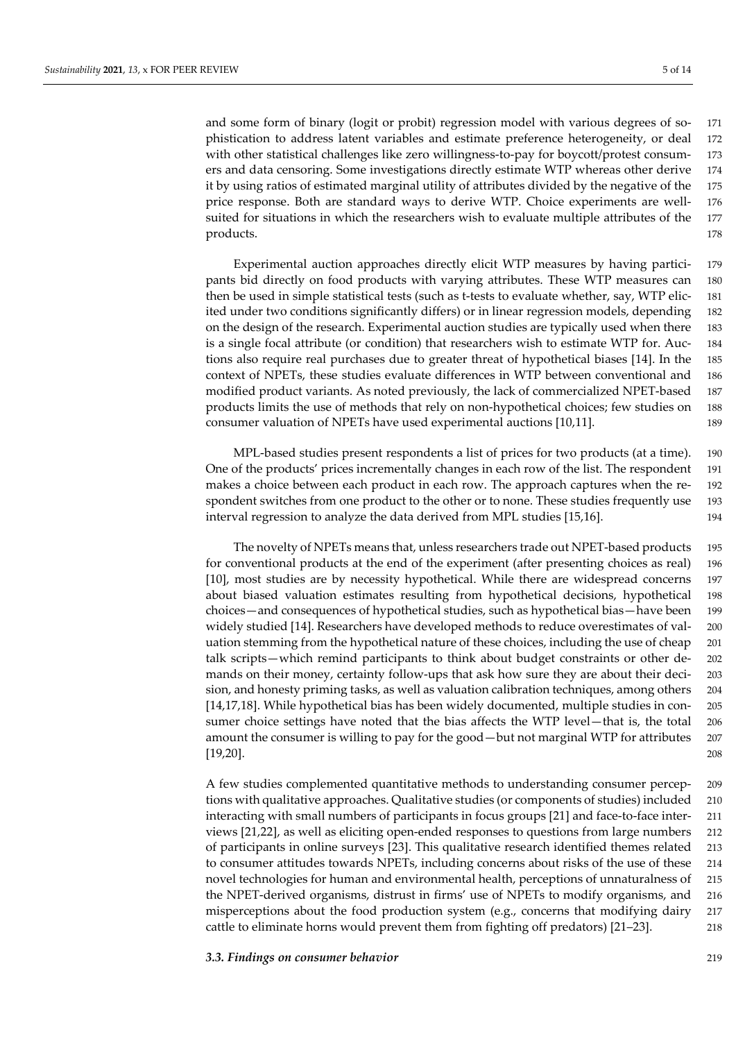and some form of binary (logit or probit) regression model with various degrees of sophistication to address latent variables and estimate preference heterogeneity, or deal with other statistical challenges like zero willingness-to-pay for boycott/protest consumers and data censoring. Some investigations directly estimate WTP whereas other derive it by using ratios of estimated marginal utility of attributes divided by the negative of the price response. Both are standard ways to derive WTP. Choice experiments are well-suited for situations in which the researchers wish to evaluate multiple attributes of the products.

Experimental auction approaches directly elicit WTP measures by having participants bid directly on food products with varying attributes. These WTP measures can then be used in simple statistical tests (such as t-tests to evaluate whether, say, WTP elicited under two conditions significantly differs) or in linear regression models, depending on the design of the research. Experimental auction studies are typically used when there is a single focal attribute (or condition) that researchers wish to estimate WTP for. Auctions also require real purchases due to greater threat of hypothetical biases [14]. In the context of NPETs, these studies evaluate differences in WTP between conventional and modified product variants. As noted previously, the lack of commercialized NPET-based products limits the use of methods that rely on non-hypothetical choices; few studies on consumer valuation of NPETs have used experimental auctions [10,11].

MPL-based studies present respondents a list of prices for two products (at a time). One of the products' prices incrementally changes in each row of the list. The respondent makes a choice between each product in each row. The approach captures when the respondent switches from one product to the other or to none. These studies frequently use interval regression to analyze the data derived from MPL studies [15,16].

The novelty of NPETs means that, unless researchers trade out NPET-based products for conventional products at the end of the experiment (after presenting choices as real) [10], most studies are by necessity hypothetical. While there are widespread concerns about biased valuation estimates resulting from hypothetical decisions, hypothetical choices—and consequences of hypothetical studies, such as hypothetical bias—have been widely studied [14]. Researchers have developed methods to reduce overestimates of valuation stemming from the hypothetical nature of these choices, including the use of cheap talk scripts—which remind participants to think about budget constraints or other demands on their money, certainty follow-ups that ask how sure they are about their decision, and honesty priming tasks, as well as valuation calibration techniques, among others [14,17,18]. While hypothetical bias has been widely documented, multiple studies in consumer choice settings have noted that the bias affects the WTP level—that is, the total amount the consumer is willing to pay for the good—but not marginal WTP for attributes [19,20].

A few studies complemented quantitative methods to understanding consumer perceptions with qualitative approaches. Qualitative studies (or components of studies) included interacting with small numbers of participants in focus groups [21] and face-to-face interviews [21,22], as well as eliciting open-ended responses to questions from large numbers of participants in online surveys [23]. This qualitative research identified themes related to consumer attitudes towards NPETs, including concerns about risks of the use of these novel technologies for human and environmental health, perceptions of unnaturalness of the NPET-derived organisms, distrust in firms' use of NPETs to modify organisms, and misperceptions about the food production system (e.g., concerns that modifying dairy cattle to eliminate horns would prevent them from fighting off predators) [21–23].

### *3.3. Findings on consumer behavior*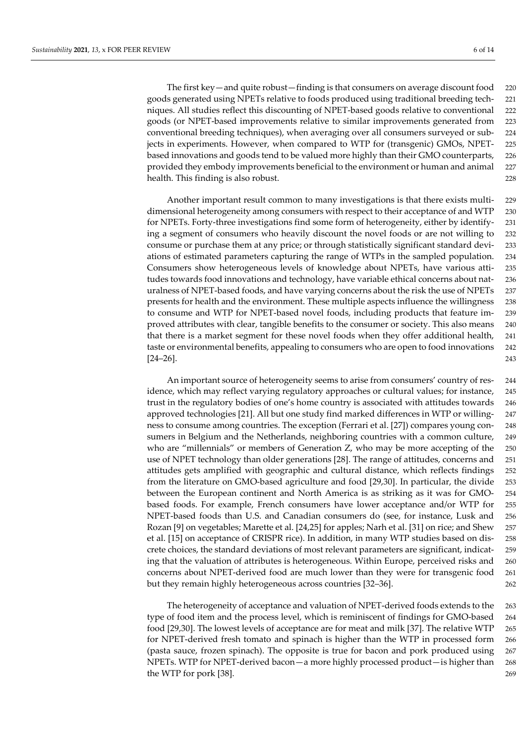The first key—and quite robust—finding is that consumers on average discount food goods generated using NPETs relative to foods produced using traditional breeding techniques. All studies reflect this discounting of NPET-based goods relative to conventional goods (or NPET-based improvements relative to similar improvements generated from conventional breeding techniques), when averaging over all consumers surveyed or subjects in experiments. However, when compared to WTP for (transgenic) GMOs, NPET-based innovations and goods tend to be valued more highly than their GMO counterparts, provided they embody improvements beneficial to the environment or human and animal health. This finding is also robust.

Another important result common to many investigations is that there exists multi-dimensional heterogeneity among consumers with respect to their acceptance of and WTP for NPETs. Forty-three investigations find some form of heterogeneity, either by identifying a segment of consumers who heavily discount the novel foods or are not willing to consume or purchase them at any price; or through statistically significant standard deviations of estimated parameters capturing the range of WTPs in the sampled population. Consumers show heterogeneous levels of knowledge about NPETs, have various attitudes towards food innovations and technology, have variable ethical concerns about naturalness of NPET-based foods, and have varying concerns about the risk the use of NPETs presents for health and the environment. These multiple aspects influence the willingness to consume and WTP for NPET-based novel foods, including products that feature improved attributes with clear, tangible benefits to the consumer or society. This also means that there is a market segment for these novel foods when they offer additional health, taste or environmental benefits, appealing to consumers who are open to food innovations [24–26].

An important source of heterogeneity seems to arise from consumers' country of residence, which may reflect varying regulatory approaches or cultural values; for instance, trust in the regulatory bodies of one's home country is associated with attitudes towards approved technologies [21]. All but one study find marked differences in WTP or willingness to consume among countries. The exception (Ferrari et al. [27]) compares young consumers in Belgium and the Netherlands, neighboring countries with a common culture, who are "millennials" or members of Generation Z, who may be more accepting of the use of NPET technology than older generations [28]. The range of attitudes, concerns and attitudes gets amplified with geographic and cultural distance, which reflects findings from the literature on GMO-based agriculture and food [29,30]. In particular, the divide between the European continent and North America is as striking as it was for GMO-based foods. For example, French consumers have lower acceptance and/or WTP for NPET-based foods than U.S. and Canadian consumers do (see, for instance, Lusk and Rozan [9] on vegetables; Marette et al. [24,25] for apples; Narh et al. [31] on rice; and Shew et al. [15] on acceptance of CRISPR rice). In addition, in many WTP studies based on discrete choices, the standard deviations of most relevant parameters are significant, indicating that the valuation of attributes is heterogeneous. Within Europe, perceived risks and concerns about NPET-derived food are much lower than they were for transgenic food but they remain highly heterogeneous across countries [32–36].

The heterogeneity of acceptance and valuation of NPET-derived foods extends to the type of food item and the process level, which is reminiscent of findings for GMO-based food [29,30]. The lowest levels of acceptance are for meat and milk [37]. The relative WTP for NPET-derived fresh tomato and spinach is higher than the WTP in processed form (pasta sauce, frozen spinach). The opposite is true for bacon and pork produced using NPETs. WTP for NPET-derived bacon—a more highly processed product—is higher than the WTP for pork [38].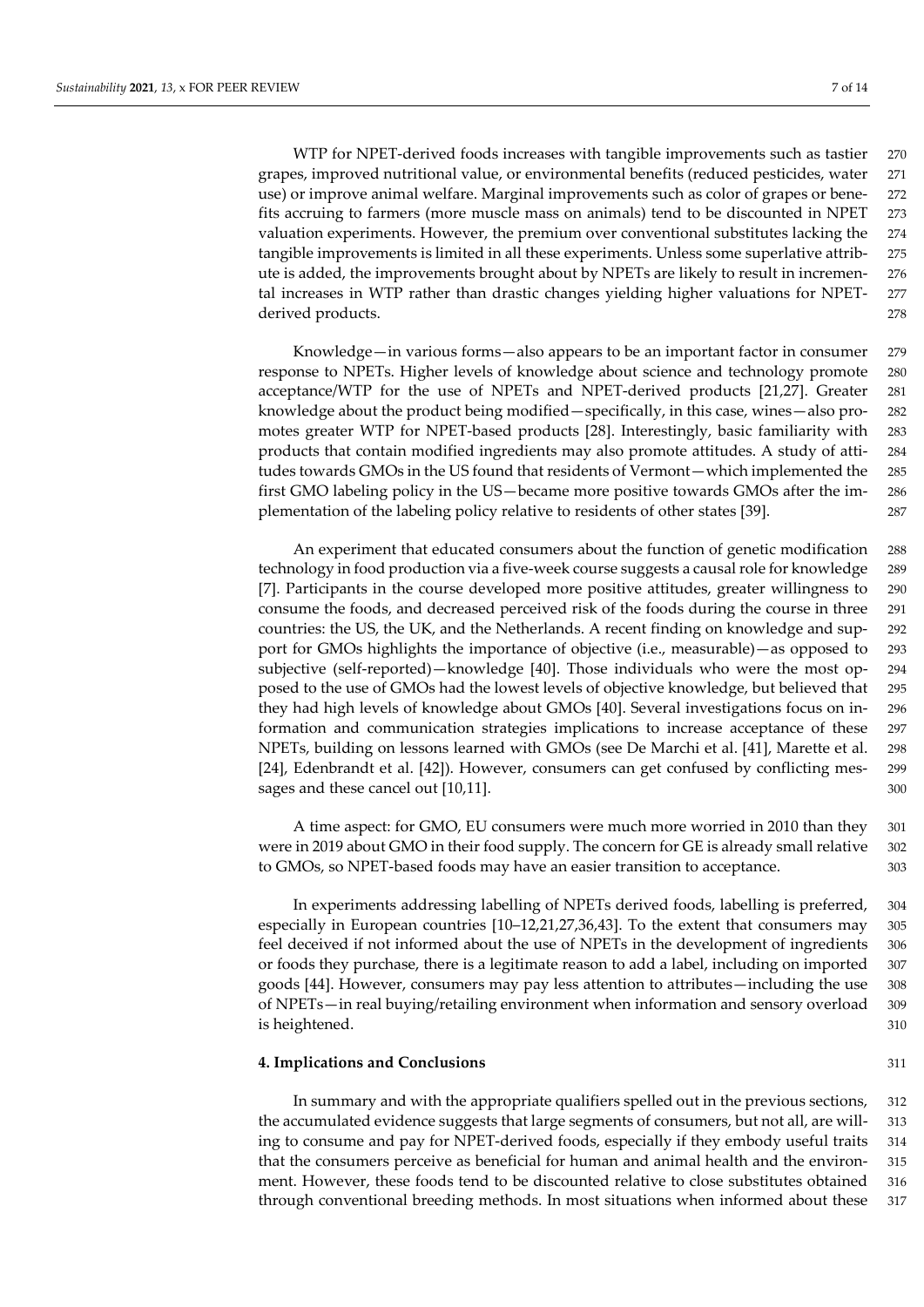WTP for NPET-derived foods increases with tangible improvements such as tastier grapes, improved nutritional value, or environmental benefits (reduced pesticides, water use) or improve animal welfare. Marginal improvements such as color of grapes or benefits accruing to farmers (more muscle mass on animals) tend to be discounted in NPET valuation experiments. However, the premium over conventional substitutes lacking the tangible improvements is limited in all these experiments. Unless some superlative attribute is added, the improvements brought about by NPETs are likely to result in incremental increases in WTP rather than drastic changes yielding higher valuations for NPET-derived products.

Knowledge—in various forms—also appears to be an important factor in consumer response to NPETs. Higher levels of knowledge about science and technology promote acceptance/WTP for the use of NPETs and NPET-derived products [21,27]. Greater knowledge about the product being modified—specifically, in this case, wines—also promotes greater WTP for NPET-based products [28]. Interestingly, basic familiarity with products that contain modified ingredients may also promote attitudes. A study of attitudes towards GMOs in the US found that residents of Vermont—which implemented the first GMO labeling policy in the US—became more positive towards GMOs after the implementation of the labeling policy relative to residents of other states [39].

An experiment that educated consumers about the function of genetic modification technology in food production via a five-week course suggests a causal role for knowledge [7]. Participants in the course developed more positive attitudes, greater willingness to consume the foods, and decreased perceived risk of the foods during the course in three countries: the US, the UK, and the Netherlands. A recent finding on knowledge and support for GMOs highlights the importance of objective (i.e., measurable)—as opposed to subjective (self-reported)—knowledge [40]. Those individuals who were the most opposed to the use of GMOs had the lowest levels of objective knowledge, but believed that they had high levels of knowledge about GMOs [40]. Several investigations focus on information and communication strategies implications to increase acceptance of these NPETs, building on lessons learned with GMOs (see De Marchi et al. [41], Marette et al. [24], Edenbrandt et al. [42]). However, consumers can get confused by conflicting messages and these cancel out [10,11].

A time aspect: for GMO, EU consumers were much more worried in 2010 than they were in 2019 about GMO in their food supply. The concern for GE is already small relative to GMOs, so NPET-based foods may have an easier transition to acceptance.

In experiments addressing labelling of NPETs derived foods, labelling is preferred, especially in European countries [10–12,21,27,36,43]. To the extent that consumers may feel deceived if not informed about the use of NPETs in the development of ingredients or foods they purchase, there is a legitimate reason to add a label, including on imported goods [44]. However, consumers may pay less attention to attributes—including the use of NPETs—in real buying/retailing environment when information and sensory overload is heightened.

## 4. Implications and Conclusions

In summary and with the appropriate qualifiers spelled out in the previous sections, the accumulated evidence suggests that large segments of consumers, but not all, are willing to consume and pay for NPET-derived foods, especially if they embody useful traits that the consumers perceive as beneficial for human and animal health and the environment. However, these foods tend to be discounted relative to close substitutes obtained through conventional breeding methods. In most situations when informed about these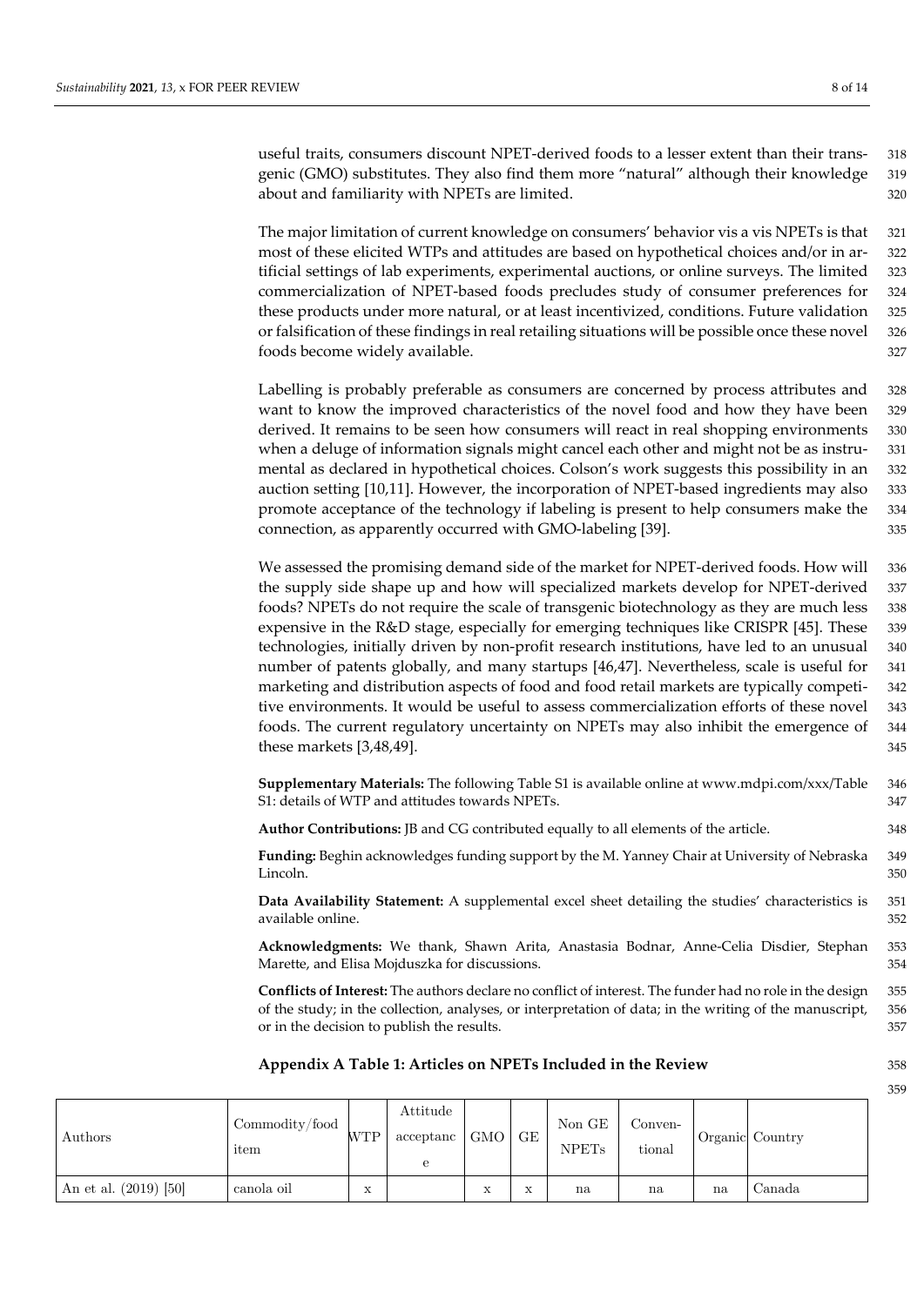useful traits, consumers discount NPET-derived foods to a lesser extent than their transgenic (GMO) substitutes. They also find them more "natural" although their knowledge about and familiarity with NPETs are limited.

The major limitation of current knowledge on consumers' behavior vis a vis NPETs is that most of these elicited WTPs and attitudes are based on hypothetical choices and/or in artificial settings of lab experiments, experimental auctions, or online surveys. The limited commercialization of NPET-based foods precludes study of consumer preferences for these products under more natural, or at least incentivized, conditions. Future validation or falsification of these findings in real retailing situations will be possible once these novel foods become widely available.

Labelling is probably preferable as consumers are concerned by process attributes and want to know the improved characteristics of the novel food and how they have been derived. It remains to be seen how consumers will react in real shopping environments when a deluge of information signals might cancel each other and might not be as instrumental as declared in hypothetical choices. Colson's work suggests this possibility in an auction setting [10,11]. However, the incorporation of NPET-based ingredients may also promote acceptance of the technology if labeling is present to help consumers make the connection, as apparently occurred with GMO-labeling [39].

We assessed the promising demand side of the market for NPET-derived foods. How will the supply side shape up and how will specialized markets develop for NPET-derived foods? NPETs do not require the scale of transgenic biotechnology as they are much less expensive in the R&D stage, especially for emerging techniques like CRISPR [45]. These technologies, initially driven by non-profit research institutions, have led to an unusual number of patents globally, and many startups [46,47]. Nevertheless, scale is useful for marketing and distribution aspects of food and food retail markets are typically competitive environments. It would be useful to assess commercialization efforts of these novel foods. The current regulatory uncertainty on NPETs may also inhibit the emergence of these markets [3,48,49].

**Supplementary Materials:** The following Table S1 is available online at www.mdpi.com/xxx/Table S1: details of WTP and attitudes towards NPETs.

**Author Contributions:** JB and CG contributed equally to all elements of the article.

**Funding:** Beghin acknowledges funding support by the M. Yanney Chair at University of Nebraska Lincoln.

**Data Availability Statement:** A supplemental excel sheet detailing the studies' characteristics is available online.

**Acknowledgments:** We thank, Shawn Arita, Anastasia Bodnar, Anne-Celia Disdier, Stephan Marette, and Elisa Mojduszka for discussions.

**Conflicts of Interest:** The authors declare no conflict of interest. The funder had no role in the design of the study; in the collection, analyses, or interpretation of data; in the writing of the manuscript, or in the decision to publish the results.

## Appendix A Table 1: Articles on NPETs Included in the Review

| Authors | Commodity/food item | WTP | Attitude acceptance | GMO | GE | Non GE NPETs | Conventional | Organic | Country |
|---|---|---|---|---|---|---|---|---|---|
| An et al. (2019) [50] | canola oil | x | | x | x | na | na | na | Canada |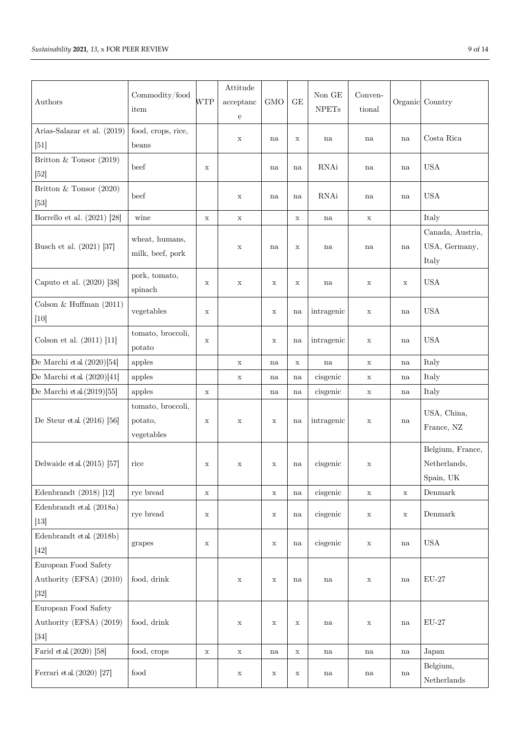| Authors | Commodity/food item | WTP | Attitude acceptance | GMO | GE | Non GE NPETs | Conventional | Organic | Country |
|---|---|---|---|---|---|---|---|---|---|
| Arias-Salazar et al. (2019) [51] | food, crops, rice, beans | | x | na | x | na | na | na | Costa Rica |
| Britton & Tonsor (2019) [52] | beef | x | | na | na | RNAi | na | na | USA |
| Britton & Tonsor (2020) [53] | beef | | x | na | na | RNAi | na | na | USA |
| Borrello et al. (2021) [28] | wine | x | x | | x | na | x | | Italy |
| Busch et al. (2021) [37] | wheat, humans, milk, beef, pork | | x | na | x | na | na | na | Canada, Austria, USA, Germany, Italy |
| Caputo et al. (2020) [38] | pork, tomato, spinach | x | x | x | x | na | x | x | USA |
| Colson & Huffman (2011) [10] | vegetables | x | | x | na | intragenic | x | na | USA |
| Colson et al. (2011) [11] | tomato, broccoli, potato | x | | x | na | intragenic | x | na | USA |
| De Marchi et al. (2020)[54] | apples | | x | na | x | na | x | na | Italy |
| De Marchi et al. (2020)[41] | apples | | x | na | na | cisgenic | x | na | Italy |
| De Marchi et al.(2019)[55] | apples | x | | na | na | cisgenic | x | na | Italy |
| De Steur et al. (2016) [56] | tomato, broccoli, potato, vegetables | x | x | x | na | intragenic | x | na | USA, China, France, NZ |
| Delwaide et al. (2015) [57] | rice | x | x | x | na | cisgenic | x | | Belgium, France, Netherlands, Spain, UK |
| Edenbrandt (2018) [12] | rye bread | x | | x | na | cisgenic | x | x | Denmark |
| Edenbrandt et al. (2018a) [13] | rye bread | x | | x | na | cisgenic | x | x | Denmark |
| Edenbrandt et al. (2018b) [42] | grapes | x | | x | na | cisgenic | x | na | USA |
| European Food Safety Authority (EFSA) (2010) [32] | food, drink | | x | x | na | na | x | na | EU-27 |
| European Food Safety Authority (EFSA) (2019) [34] | food, drink | | x | x | x | na | x | na | EU-27 |
| Farid et al. (2020) [58] | food, crops | x | x | na | x | na | na | na | Japan |
| Ferrari et al. (2020) [27] | food | | x | x | x | na | na | na | Belgium, Netherlands |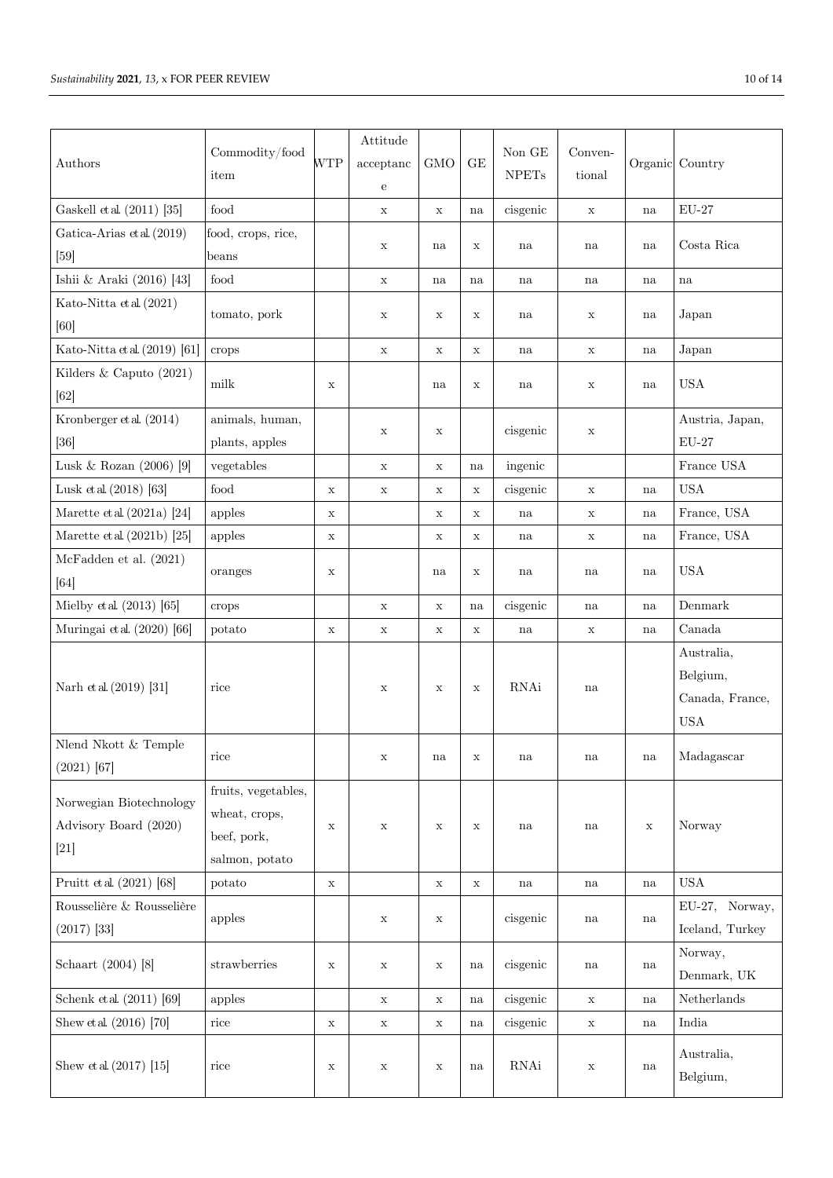| Authors | Commodity/food item | WTP | Attitude acceptance | GMO | GE | Non GE NPETs | Conventional | Organic | Country |
|---|---|---|---|---|---|---|---|---|---|
| Gaskell et al. (2011) [35] | food | | x | x | na | cisgenic | x | na | EU-27 |
| Gatica-Arias et al. (2019) [59] | food, crops, rice, beans | | x | na | x | na | na | na | Costa Rica |
| Ishii & Araki (2016) [43] | food | | x | na | na | na | na | na | na |
| Kato-Nitta et al. (2021) [60] | tomato, pork | | x | x | x | na | x | na | Japan |
| Kato-Nitta et al. (2019) [61] | crops | | x | x | x | na | x | na | Japan |
| Kilders & Caputo (2021) [62] | milk | x | | na | x | na | x | na | USA |
| Kronberger et al. (2014) [36] | animals, human, plants, apples | | x | x | | cisgenic | x | | Austria, Japan, EU-27 |
| Lusk & Rozan (2006) [9] | vegetables | | x | x | na | ingenic | | | France USA |
| Lusk et al. (2018) [63] | food | x | x | x | x | cisgenic | x | na | USA |
| Marette et al. (2021a) [24] | apples | x | | x | x | na | x | na | France, USA |
| Marette et al. (2021b) [25] | apples | x | | x | x | na | x | na | France, USA |
| McFadden et al. (2021) [64] | oranges | x | | na | x | na | na | na | USA |
| Mielby et al. (2013) [65] | crops | | x | x | na | cisgenic | na | na | Denmark |
| Muringai et al. (2020) [66] | potato | x | x | x | x | na | x | na | Canada |
| Narh et al. (2019) [31] | rice | | x | x | x | RNAi | na | | Australia, Belgium, Canada, France, USA |
| Nlend Nkott & Temple (2021) [67] | rice | | x | na | x | na | na | na | Madagascar |
| Norwegian Biotechnology Advisory Board (2020) [21] | fruits, vegetables, wheat, crops, beef, pork, salmon, potato | x | x | x | x | na | na | x | Norway |
| Pruitt et al. (2021) [68] | potato | x | | x | x | na | na | na | USA |
| Rousselière & Rousselière (2017) [33] | apples | | x | x | | cisgenic | na | na | EU-27, Norway, Iceland, Turkey |
| Schaart (2004) [8] | strawberries | x | x | x | na | cisgenic | na | na | Norway, Denmark, UK |
| Schenk et al. (2011) [69] | apples | | x | x | na | cisgenic | x | na | Netherlands |
| Shew et al. (2016) [70] | rice | x | x | x | na | cisgenic | x | na | India |
| Shew et al. (2017) [15] | rice | x | x | x | na | RNAi | x | na | Australia, Belgium, |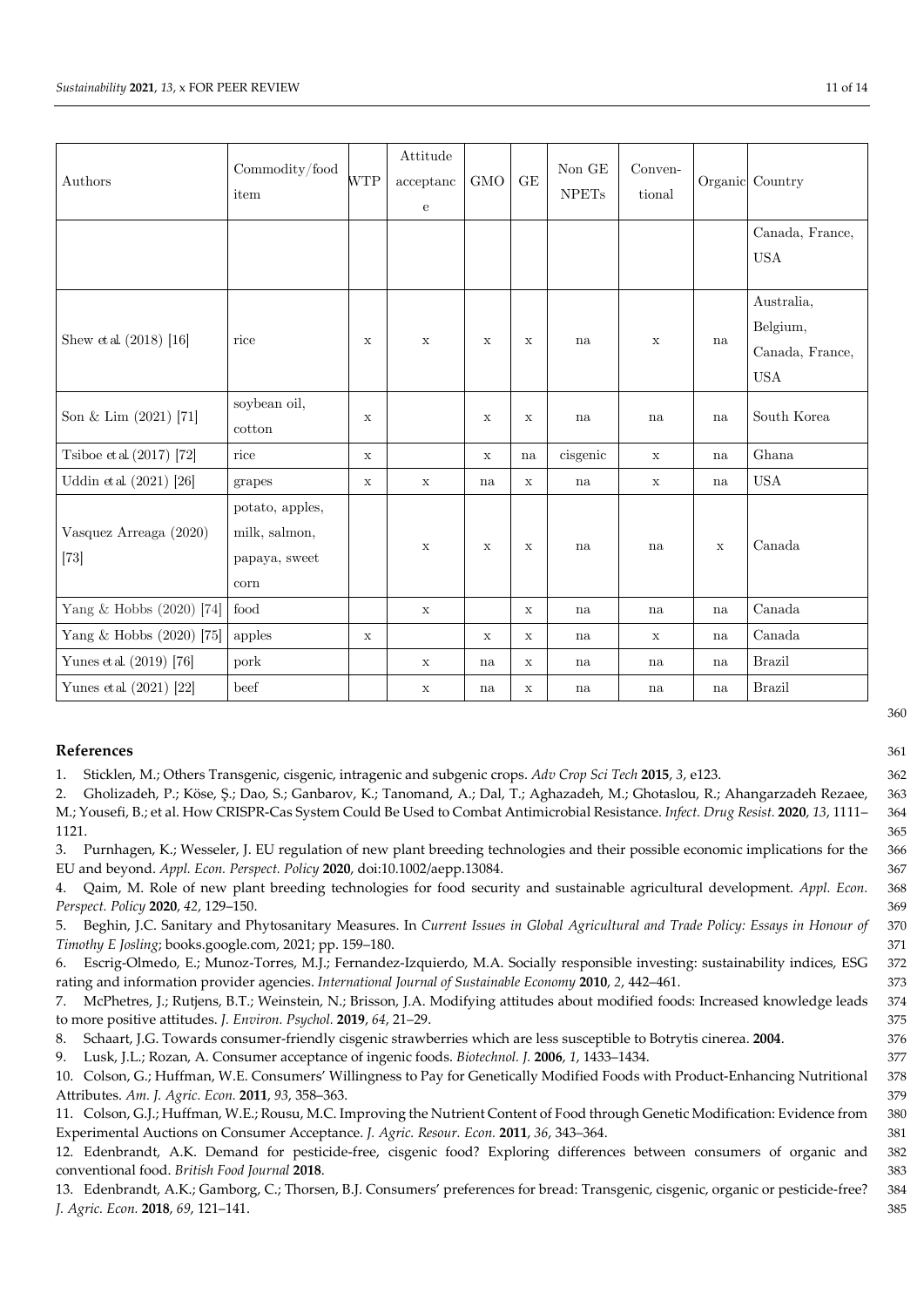| Authors | Commodity/food item | WTP | Attitude acceptance | GMO | GE | Non GE NPETs | Conventional | Organic | Country |
|---|---|---|---|---|---|---|---|---|---|
| | | | | | | | | | Canada, France, USA |
| Shew et al. (2018) [16] | rice | x | x | x | x | na | x | na | Australia, Belgium, Canada, France, USA |
| Son & Lim (2021) [71] | soybean oil, cotton | x | | x | x | na | na | na | South Korea |
| Tsiboe et al. (2017) [72] | rice | x | | x | na | cisgenic | x | na | Ghana |
| Uddin et al. (2021) [26] | grapes | x | x | na | x | na | x | na | USA |
| Vasquez Arreaga (2020) [73] | potato, apples, milk, salmon, papaya, sweet corn | | x | x | x | na | na | x | Canada |
| Yang & Hobbs (2020) [74] | food | | x | | x | na | na | na | Canada |
| Yang & Hobbs (2020) [75] | apples | x | | x | x | na | x | na | Canada |
| Yunes et al. (2019) [76] | pork | | x | na | x | na | na | na | Brazil |
| Yunes et al. (2021) [22] | beef | | x | na | x | na | na | na | Brazil |

## References

1. Sticklen, M.; Others Transgenic, cisgenic, intragenic and subgenic crops. *Adv Crop Sci Tech* **2015**, *3*, e123.
2. Gholizadeh, P.; Köse, Ş.; Dao, S.; Ganbarov, K.; Tanomand, A.; Dal, T.; Aghazadeh, M.; Ghotaslou, R.; Ahangarzadeh Rezaee, M.; Yousefi, B.; et al. How CRISPR-Cas System Could Be Used to Combat Antimicrobial Resistance. *Infect. Drug Resist.* **2020**, *13*, 1111–1121.
3. Purnhagen, K.; Wesseler, J. EU regulation of new plant breeding technologies and their possible economic implications for the EU and beyond. *Appl. Econ. Perspect. Policy* **2020**, doi:10.1002/aepp.13084.
4. Qaim, M. Role of new plant breeding technologies for food security and sustainable agricultural development. *Appl. Econ. Perspect. Policy* **2020**, *42*, 129–150.
5. Beghin, J.C. Sanitary and Phytosanitary Measures. In *Current Issues in Global Agricultural and Trade Policy: Essays in Honour of Timothy E Josling*; books.google.com, 2021; pp. 159–180.
6. Escrig-Olmedo, E.; Munoz-Torres, M.J.; Fernandez-Izquierdo, M.A. Socially responsible investing: sustainability indices, ESG rating and information provider agencies. *International Journal of Sustainable Economy* **2010**, *2*, 442–461.
7. McPhetres, J.; Rutjens, B.T.; Weinstein, N.; Brisson, J.A. Modifying attitudes about modified foods: Increased knowledge leads to more positive attitudes. *J. Environ. Psychol.* **2019**, *64*, 21–29.
8. Schaart, J.G. Towards consumer-friendly cisgenic strawberries which are less susceptible to Botrytis cinerea. **2004**.
9. Lusk, J.L.; Rozan, A. Consumer acceptance of ingenic foods. *Biotechnol. J.* **2006**, *1*, 1433–1434.
10. Colson, G.; Huffman, W.E. Consumers' Willingness to Pay for Genetically Modified Foods with Product-Enhancing Nutritional Attributes. *Am. J. Agric. Econ.* **2011**, *93*, 358–363.
11. Colson, G.J.; Huffman, W.E.; Rousu, M.C. Improving the Nutrient Content of Food through Genetic Modification: Evidence from Experimental Auctions on Consumer Acceptance. *J. Agric. Resour. Econ.* **2011**, *36*, 343–364.
12. Edenbrandt, A.K. Demand for pesticide-free, cisgenic food? Exploring differences between consumers of organic and conventional food. *British Food Journal* **2018**.
13. Edenbrandt, A.K.; Gamborg, C.; Thorsen, B.J. Consumers' preferences for bread: Transgenic, cisgenic, organic or pesticide-free? *J. Agric. Econ.* **2018**, *69*, 121–141.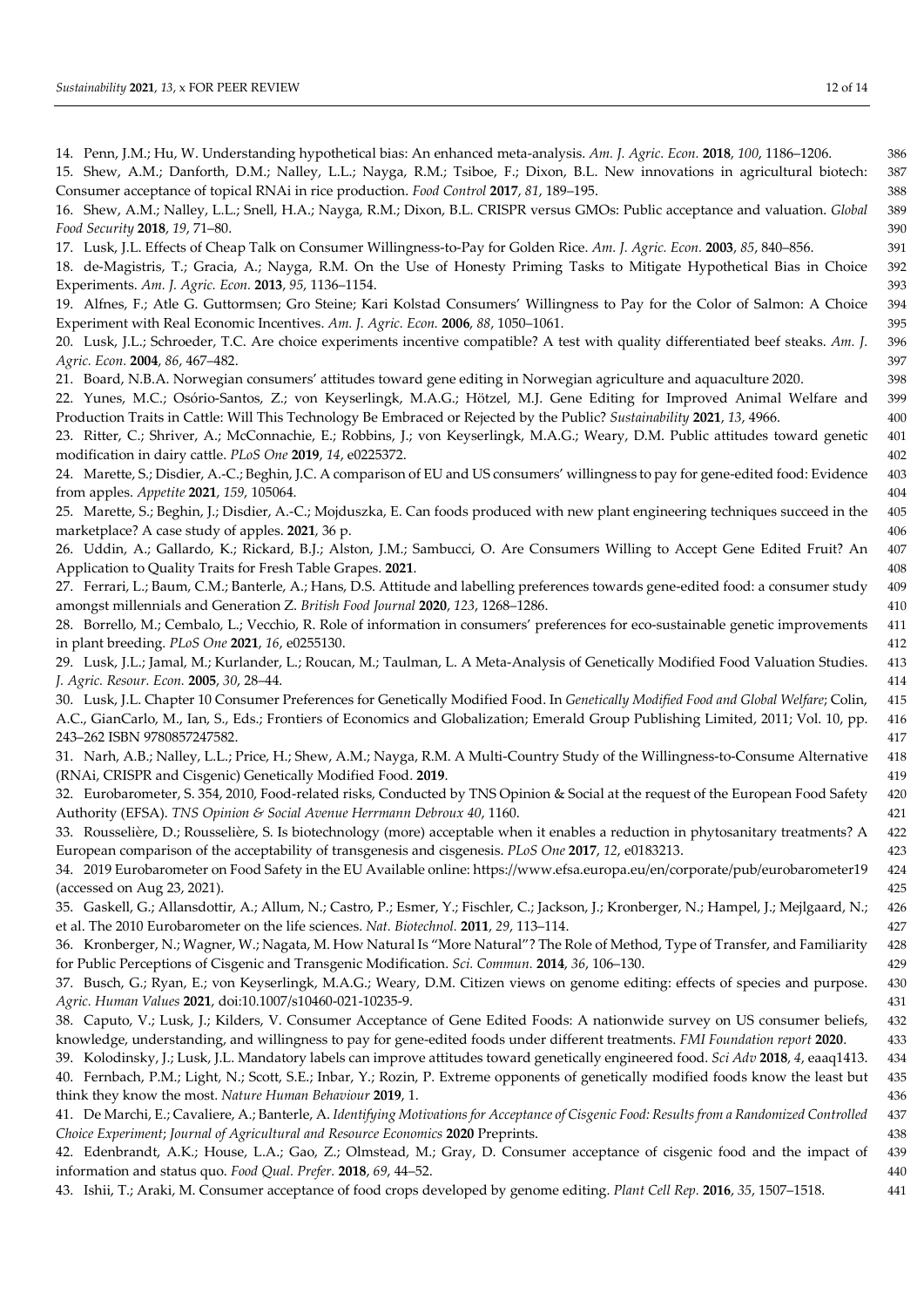14. Penn, J.M.; Hu, W. Understanding hypothetical bias: An enhanced meta-analysis. *Am. J. Agric. Econ.* **2018**, *100*, 1186–1206.
15. Shew, A.M.; Danforth, D.M.; Nalley, L.L.; Nayga, R.M.; Tsiboe, F.; Dixon, B.L. New innovations in agricultural biotech: Consumer acceptance of topical RNAi in rice production. *Food Control* **2017**, *81*, 189–195.
16. Shew, A.M.; Nalley, L.L.; Snell, H.A.; Nayga, R.M.; Dixon, B.L. CRISPR versus GMOs: Public acceptance and valuation. *Global Food Security* **2018**, *19*, 71–80.
17. Lusk, J.L. Effects of Cheap Talk on Consumer Willingness-to-Pay for Golden Rice. *Am. J. Agric. Econ.* **2003**, *85*, 840–856.
18. de-Magistris, T.; Gracia, A.; Nayga, R.M. On the Use of Honesty Priming Tasks to Mitigate Hypothetical Bias in Choice Experiments. *Am. J. Agric. Econ.* **2013**, *95*, 1136–1154.
19. Alfnes, F.; Atle G. Guttormsen; Gro Steine; Kari Kolstad Consumers' Willingness to Pay for the Color of Salmon: A Choice Experiment with Real Economic Incentives. *Am. J. Agric. Econ.* **2006**, *88*, 1050–1061.
20. Lusk, J.L.; Schroeder, T.C. Are choice experiments incentive compatible? A test with quality differentiated beef steaks. *Am. J. Agric. Econ.* **2004**, *86*, 467–482.
21. Board, N.B.A. Norwegian consumers' attitudes toward gene editing in Norwegian agriculture and aquaculture 2020.
22. Yunes, M.C.; Osório-Santos, Z.; von Keyserlingk, M.A.G.; Hötzel, M.J. Gene Editing for Improved Animal Welfare and Production Traits in Cattle: Will This Technology Be Embraced or Rejected by the Public? *Sustainability* **2021**, *13*, 4966.
23. Ritter, C.; Shriver, A.; McConnachie, E.; Robbins, J.; von Keyserlingk, M.A.G.; Weary, D.M. Public attitudes toward genetic modification in dairy cattle. *PLoS One* **2019**, *14*, e0225372.
24. Marette, S.; Disdier, A.-C.; Beghin, J.C. A comparison of EU and US consumers' willingness to pay for gene-edited food: Evidence from apples. *Appetite* **2021**, *159*, 105064.
25. Marette, S.; Beghin, J.; Disdier, A.-C.; Mojduszka, E. Can foods produced with new plant engineering techniques succeed in the marketplace? A case study of apples. **2021**, 36 p.
26. Uddin, A.; Gallardo, K.; Rickard, B.J.; Alston, J.M.; Sambucci, O. Are Consumers Willing to Accept Gene Edited Fruit? An Application to Quality Traits for Fresh Table Grapes. **2021**.
27. Ferrari, L.; Baum, C.M.; Banterle, A.; Hans, D.S. Attitude and labelling preferences towards gene-edited food: a consumer study amongst millennials and Generation Z. *British Food Journal* **2020**, *123*, 1268–1286.
28. Borrello, M.; Cembalo, L.; Vecchio, R. Role of information in consumers' preferences for eco-sustainable genetic improvements in plant breeding. *PLoS One* **2021**, *16*, e0255130.
29. Lusk, J.L.; Jamal, M.; Kurlander, L.; Roucan, M.; Taulman, L. A Meta-Analysis of Genetically Modified Food Valuation Studies. *J. Agric. Resour. Econ.* **2005**, *30*, 28–44.
30. Lusk, J.L. Chapter 10 Consumer Preferences for Genetically Modified Food. In *Genetically Modified Food and Global Welfare*; Colin, A.C., GianCarlo, M., Ian, S., Eds.; Frontiers of Economics and Globalization; Emerald Group Publishing Limited, 2011; Vol. 10, pp. 243–262 ISBN 9780857247582.
31. Narh, A.B.; Nalley, L.L.; Price, H.; Shew, A.M.; Nayga, R.M. A Multi-Country Study of the Willingness-to-Consume Alternative (RNAi, CRISPR and Cisgenic) Genetically Modified Food. **2019**.
32. Eurobarometer, S. 354, 2010, Food-related risks, Conducted by TNS Opinion & Social at the request of the European Food Safety Authority (EFSA). *TNS Opinion & Social Avenue Herrmann Debroux 40*, 1160.
33. Rousselière, D.; Rousselière, S. Is biotechnology (more) acceptable when it enables a reduction in phytosanitary treatments? A European comparison of the acceptability of transgenesis and cisgenesis. *PLoS One* **2017**, *12*, e0183213.
34. 2019 Eurobarometer on Food Safety in the EU Available online: https://www.efsa.europa.eu/en/corporate/pub/eurobarometer19 (accessed on Aug 23, 2021).
35. Gaskell, G.; Allansdottir, A.; Allum, N.; Castro, P.; Esmer, Y.; Fischler, C.; Jackson, J.; Kronberger, N.; Hampel, J.; Mejlgaard, N.; et al. The 2010 Eurobarometer on the life sciences. *Nat. Biotechnol.* **2011**, *29*, 113–114.
36. Kronberger, N.; Wagner, W.; Nagata, M. How Natural Is "More Natural"? The Role of Method, Type of Transfer, and Familiarity for Public Perceptions of Cisgenic and Transgenic Modification. *Sci. Commun.* **2014**, *36*, 106–130.
37. Busch, G.; Ryan, E.; von Keyserlingk, M.A.G.; Weary, D.M. Citizen views on genome editing: effects of species and purpose. *Agric. Human Values* **2021**, doi:10.1007/s10460-021-10235-9.
38. Caputo, V.; Lusk, J.; Kilders, V. Consumer Acceptance of Gene Edited Foods: A nationwide survey on US consumer beliefs, knowledge, understanding, and willingness to pay for gene-edited foods under different treatments. *FMI Foundation report* **2020**.
39. Kolodinsky, J.; Lusk, J.L. Mandatory labels can improve attitudes toward genetically engineered food. *Sci Adv* **2018**, *4*, eaaq1413.
40. Fernbach, P.M.; Light, N.; Scott, S.E.; Inbar, Y.; Rozin, P. Extreme opponents of genetically modified foods know the least but think they know the most. *Nature Human Behaviour* **2019**, 1.
41. De Marchi, E.; Cavaliere, A.; Banterle, A. *Identifying Motivations for Acceptance of Cisgenic Food: Results from a Randomized Controlled Choice Experiment*; *Journal of Agricultural and Resource Economics* **2020** Preprints.
42. Edenbrandt, A.K.; House, L.A.; Gao, Z.; Olmstead, M.; Gray, D. Consumer acceptance of cisgenic food and the impact of information and status quo. *Food Qual. Prefer.* **2018**, *69*, 44–52.
43. Ishii, T.; Araki, M. Consumer acceptance of food crops developed by genome editing. *Plant Cell Rep.* **2016**, *35*, 1507–1518.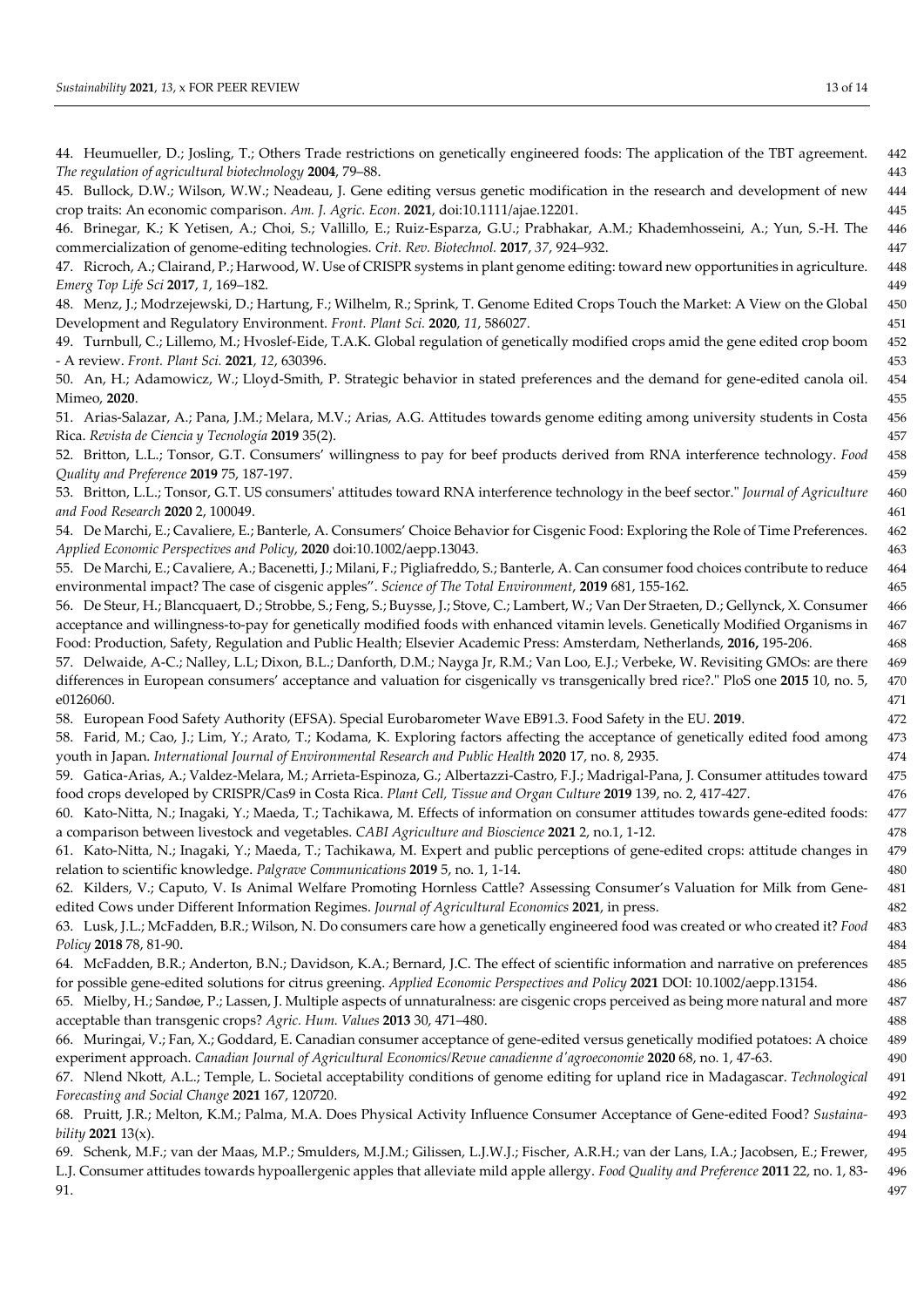44. Heumueller, D.; Josling, T.; Others Trade restrictions on genetically engineered foods: The application of the TBT agreement. *The regulation of agricultural biotechnology* **2004**, 79–88.

45. Bullock, D.W.; Wilson, W.W.; Neadeau, J. Gene editing versus genetic modification in the research and development of new crop traits: An economic comparison. *Am. J. Agric. Econ.* **2021**, doi:10.1111/ajae.12201.

46. Brinegar, K.; K Yetisen, A.; Choi, S.; Vallillo, E.; Ruiz-Esparza, G.U.; Prabhakar, A.M.; Khademhosseini, A.; Yun, S.-H. The commercialization of genome-editing technologies. *Crit. Rev. Biotechnol.* **2017**, *37*, 924–932.

47. Ricroch, A.; Clairand, P.; Harwood, W. Use of CRISPR systems in plant genome editing: toward new opportunities in agriculture. *Emerg Top Life Sci* **2017**, *1*, 169–182.

48. Menz, J.; Modrzejewski, D.; Hartung, F.; Wilhelm, R.; Sprink, T. Genome Edited Crops Touch the Market: A View on the Global Development and Regulatory Environment. *Front. Plant Sci.* **2020**, *11*, 586027.

49. Turnbull, C.; Lillemo, M.; Hvoslef-Eide, T.A.K. Global regulation of genetically modified crops amid the gene edited crop boom - A review. *Front. Plant Sci.* **2021**, *12*, 630396.

50. An, H.; Adamowicz, W.; Lloyd-Smith, P. Strategic behavior in stated preferences and the demand for gene-edited canola oil. Mimeo, **2020**.

51. Arias-Salazar, A.; Pana, J.M.; Melara, M.V.; Arias, A.G. Attitudes towards genome editing among university students in Costa Rica. *Revista de Ciencia y Tecnología* **2019** 35(2).

52. Britton, L.L.; Tonsor, G.T. Consumers' willingness to pay for beef products derived from RNA interference technology. *Food Quality and Preference* **2019** 75, 187-197.

53. Britton, L.L.; Tonsor, G.T. US consumers' attitudes toward RNA interference technology in the beef sector." *Journal of Agriculture and Food Research* **2020** 2, 100049.

54. De Marchi, E.; Cavaliere, E.; Banterle, A. Consumers' Choice Behavior for Cisgenic Food: Exploring the Role of Time Preferences. *Applied Economic Perspectives and Policy*, **2020** doi:10.1002/aepp.13043.

55. De Marchi, E.; Cavaliere, A.; Bacenetti, J.; Milani, F.; Pigliafreddo, S.; Banterle, A. Can consumer food choices contribute to reduce environmental impact? The case of cisgenic apples". *Science of The Total Environment*, **2019** 681, 155-162.

56. De Steur, H.; Blancquaert, D.; Strobbe, S.; Feng, S.; Buysse, J.; Stove, C.; Lambert, W.; Van Der Straeten, D.; Gellynck, X. Consumer acceptance and willingness-to-pay for genetically modified foods with enhanced vitamin levels. Genetically Modified Organisms in Food: Production, Safety, Regulation and Public Health; Elsevier Academic Press: Amsterdam, Netherlands, **2016,** 195-206.

57. Delwaide, A-C.; Nalley, L.L; Dixon, B.L.; Danforth, D.M.; Nayga Jr, R.M.; Van Loo, E.J.; Verbeke, W. Revisiting GMOs: are there differences in European consumers' acceptance and valuation for cisgenically vs transgenically bred rice?." PloS one **2015** 10, no. 5, e0126060.

58. European Food Safety Authority (EFSA). Special Eurobarometer Wave EB91.3. Food Safety in the EU. **2019**.

58. Farid, M.; Cao, J.; Lim, Y.; Arato, T.; Kodama, K. Exploring factors affecting the acceptance of genetically edited food among youth in Japan. *International Journal of Environmental Research and Public Health* **2020** 17, no. 8, 2935.

59. Gatica-Arias, A.; Valdez-Melara, M.; Arrieta-Espinoza, G.; Albertazzi-Castro, F.J.; Madrigal-Pana, J. Consumer attitudes toward food crops developed by CRISPR/Cas9 in Costa Rica. *Plant Cell, Tissue and Organ Culture* **2019** 139, no. 2, 417-427.

60. Kato-Nitta, N.; Inagaki, Y.; Maeda, T.; Tachikawa, M. Effects of information on consumer attitudes towards gene-edited foods: a comparison between livestock and vegetables. *CABI Agriculture and Bioscience* **2021** 2, no.1, 1-12.

61. Kato-Nitta, N.; Inagaki, Y.; Maeda, T.; Tachikawa, M. Expert and public perceptions of gene-edited crops: attitude changes in relation to scientific knowledge. *Palgrave Communications* **2019** 5, no. 1, 1-14.

62. Kilders, V.; Caputo, V. Is Animal Welfare Promoting Hornless Cattle? Assessing Consumer's Valuation for Milk from Gene-edited Cows under Different Information Regimes. *Journal of Agricultural Economics* **2021**, in press.

63. Lusk, J.L.; McFadden, B.R.; Wilson, N. Do consumers care how a genetically engineered food was created or who created it? *Food Policy* **2018** 78, 81-90.

64. McFadden, B.R.; Anderton, B.N.; Davidson, K.A.; Bernard, J.C. The effect of scientific information and narrative on preferences for possible gene-edited solutions for citrus greening. *Applied Economic Perspectives and Policy* **2021** DOI: 10.1002/aepp.13154.

65. Mielby, H.; Sandøe, P.; Lassen, J. Multiple aspects of unnaturalness: are cisgenic crops perceived as being more natural and more acceptable than transgenic crops? *Agric. Hum. Values* **2013** 30, 471–480.

66. Muringai, V.; Fan, X.; Goddard, E. Canadian consumer acceptance of gene-edited versus genetically modified potatoes: A choice experiment approach. *Canadian Journal of Agricultural Economics/Revue canadienne d'agroeconomie* **2020** 68, no. 1, 47-63.

67. Nlend Nkott, A.L.; Temple, L. Societal acceptability conditions of genome editing for upland rice in Madagascar. *Technological Forecasting and Social Change* **2021** 167, 120720.

68. Pruitt, J.R.; Melton, K.M.; Palma, M.A. Does Physical Activity Influence Consumer Acceptance of Gene-edited Food? *Sustainability* **2021** 13(x).

69. Schenk, M.F.; van der Maas, M.P.; Smulders, M.J.M.; Gilissen, L.J.W.J.; Fischer, A.R.H.; van der Lans, I.A.; Jacobsen, E.; Frewer, L.J. Consumer attitudes towards hypoallergenic apples that alleviate mild apple allergy. *Food Quality and Preference* **2011** 22, no. 1, 83-91.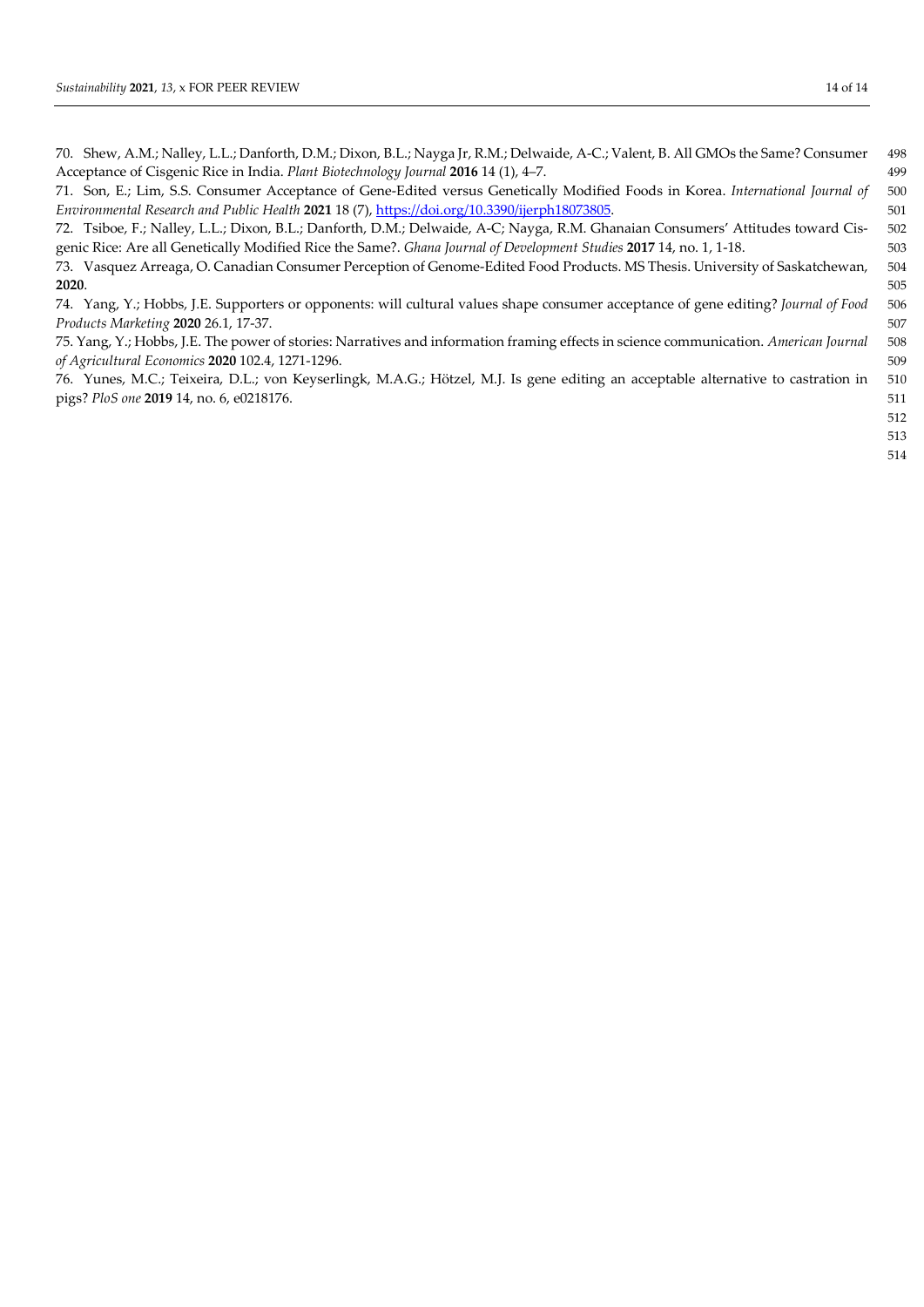70. Shew, A.M.; Nalley, L.L.; Danforth, D.M.; Dixon, B.L.; Nayga Jr, R.M.; Delwaide, A-C.; Valent, B. All GMOs the Same? Consumer Acceptance of Cisgenic Rice in India. *Plant Biotechnology Journal* **2016** 14 (1), 4–7.

71. Son, E.; Lim, S.S. Consumer Acceptance of Gene-Edited versus Genetically Modified Foods in Korea. *International Journal of Environmental Research and Public Health* **2021** 18 (7), https://doi.org/10.3390/ijerph18073805.

72. Tsiboe, F.; Nalley, L.L.; Dixon, B.L.; Danforth, D.M.; Delwaide, A-C; Nayga, R.M. Ghanaian Consumers' Attitudes toward Cisgenic Rice: Are all Genetically Modified Rice the Same?. *Ghana Journal of Development Studies* **2017** 14, no. 1, 1-18.

73. Vasquez Arreaga, O. Canadian Consumer Perception of Genome-Edited Food Products. MS Thesis. University of Saskatchewan, **2020**.

74. Yang, Y.; Hobbs, J.E. Supporters or opponents: will cultural values shape consumer acceptance of gene editing? *Journal of Food Products Marketing* **2020** 26.1, 17-37.

75. Yang, Y.; Hobbs, J.E. The power of stories: Narratives and information framing effects in science communication. *American Journal of Agricultural Economics* **2020** 102.4, 1271-1296.

76. Yunes, M.C.; Teixeira, D.L.; von Keyserlingk, M.A.G.; Hötzel, M.J. Is gene editing an acceptable alternative to castration in pigs? *PloS one* **2019** 14, no. 6, e0218176.